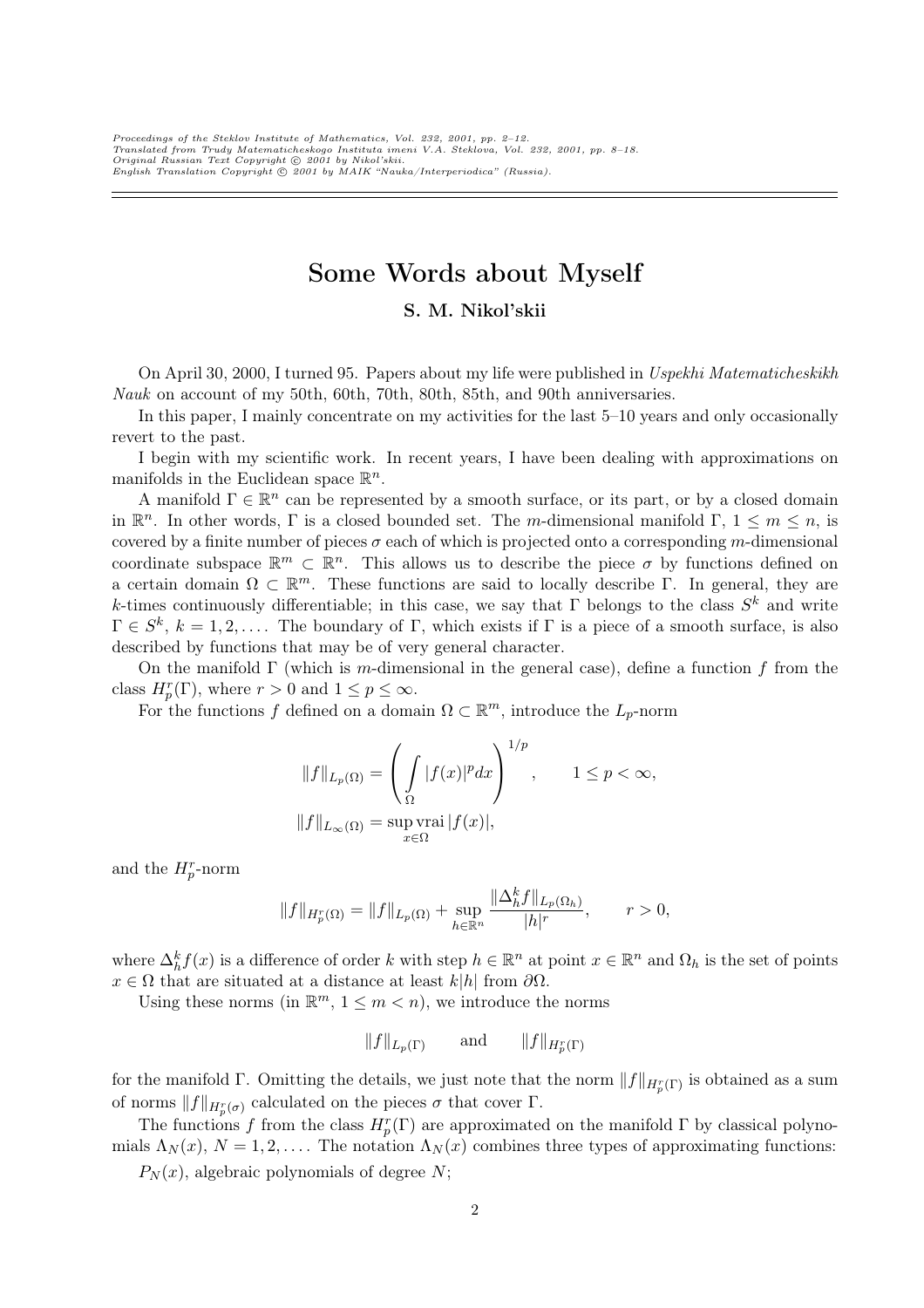# Some Words about Myself

**S. M. Nikol'skii**

On April 30, 2000, I turned 95. Papers about my life were published in *Uspekhi Matematicheskikh Nauk* on account of my 50th, 60th, 70th, 80th, 85th, and 90th anniversaries.

In this paper, I mainly concentrate on my activities for the last 5–10 years and only occasionally revert to the past.

I begin with my scientific work. In recent years, I have been dealing with approximations on manifolds in the Euclidean space $\mathbb{R}^n$.

A manifold $\Gamma \in \mathbb{R}^n$ can be represented by a smooth surface, or its part, or by a closed domain in $\mathbb{R}^n$. In other words, $\Gamma$ is a closed bounded set. The $m$-dimensional manifold $\Gamma$, $1 \le m \le n$, is covered by a finite number of pieces $\sigma$ each of which is projected onto a corresponding $m$-dimensional coordinate subspace $\mathbb{R}^m \subset \mathbb{R}^n$. This allows us to describe the piece $\sigma$ by functions defined on a certain domain $\Omega \subset \mathbb{R}^m$. These functions are said to locally describe $\Gamma$. In general, they are $k$-times continuously differentiable; in this case, we say that $\Gamma$ belongs to the class $S^k$ and write $\Gamma \in S^k$, $k = 1, 2, \dots$. The boundary of $\Gamma$, which exists if $\Gamma$ is a piece of a smooth surface, is also described by functions that may be of very general character.

On the manifold $\Gamma$ (which is $m$-dimensional in the general case), define a function $f$ from the class $H_p^r(\Gamma)$, where $r > 0$ and $1 \le p \le \infty$.

For the functions $f$ defined on a domain $\Omega \subset \mathbb{R}^m$, introduce the $L_p$-norm

$$\|f\|_{L_p(\Omega)} = \left( \int\limits_{\Omega} |f(x)|^p dx \right)^{1/p}, \qquad 1 \le p < \infty,$$

$$\|f\|_{L_\infty(\Omega)} = \sup_{x \in \Omega} \operatorname{vrai} |f(x)|,$$

and the $H_p^r$-norm

$$\|f\|_{H_p^r(\Omega)} = \|f\|_{L_p(\Omega)} + \sup_{h \in \mathbb{R}^n} \frac{\|\Delta_h^k f\|_{L_p(\Omega_h)}}{|h|^r}, \qquad r > 0,$$

where $\Delta_h^k f(x)$ is a difference of order $k$ with step $h \in \mathbb{R}^n$ at point $x \in \mathbb{R}^n$ and $\Omega_h$ is the set of points $x \in \Omega$ that are situated at a distance at least $k|h|$ from $\partial\Omega$.

Using these norms (in $\mathbb{R}^m$, $1 \le m < n$), we introduce the norms

$$\|f\|_{L_p(\Gamma)} \qquad \text{and} \qquad \|f\|_{H_p^r(\Gamma)}$$

for the manifold $\Gamma$. Omitting the details, we just note that the norm $\|f\|_{H_p^r(\Gamma)}$ is obtained as a sum of norms $\|f\|_{H_p^r(\sigma)}$ calculated on the pieces $\sigma$ that cover $\Gamma$.

The functions $f$ from the class $H_p^r(\Gamma)$ are approximated on the manifold $\Gamma$ by classical polynomials $\Lambda_N(x)$, $N = 1, 2, \dots$. The notation $\Lambda_N(x)$ combines three types of approximating functions:

$P_N(x)$, algebraic polynomials of degree $N$;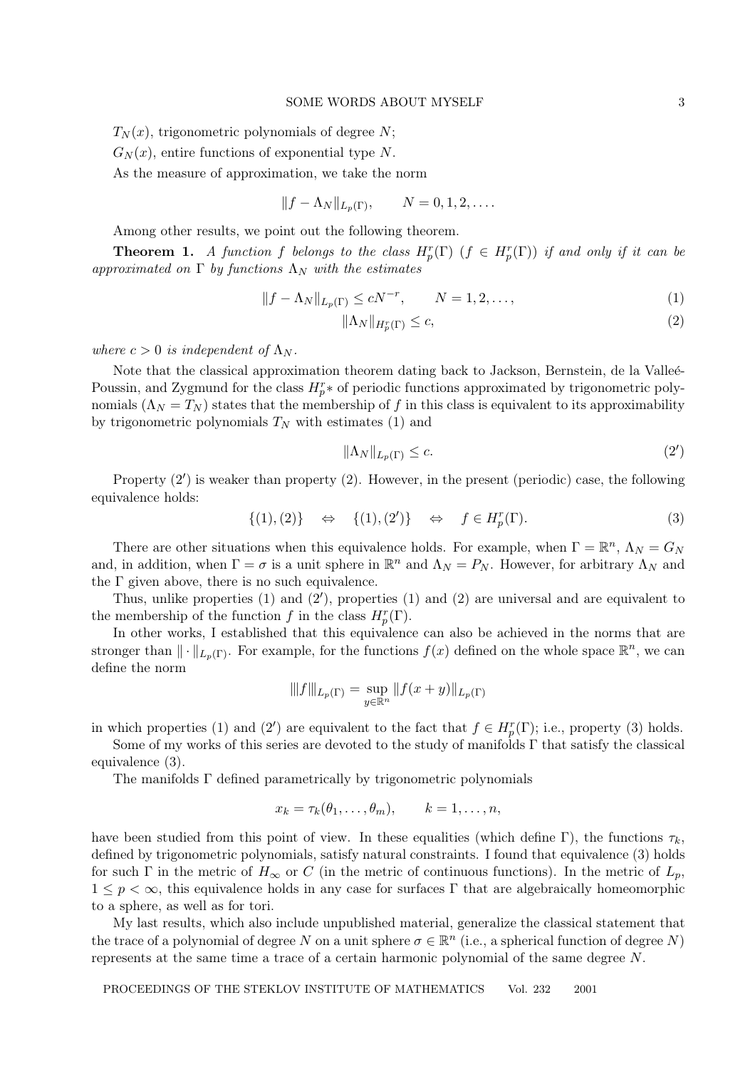$T_N(x)$, trigonometric polynomials of degree $N$;

$G_N(x)$, entire functions of exponential type $N$.

As the measure of approximation, we take the norm

$$\|f - \Lambda_N\|_{L_p(\Gamma)}, \qquad N = 0, 1, 2, \dots.$$

Among other results, we point out the following theorem.

**Theorem 1.** *A function $f$ belongs to the class $H_p^r(\Gamma)$ ($f \in H_p^r(\Gamma)$) if and only if it can be approximated on $\Gamma$ by functions $\Lambda_N$ with the estimates*

$$\|f - \Lambda_N\|_{L_p(\Gamma)} \le cN^{-r}, \qquad N = 1, 2, \dots, \tag{1}$$

$$\|\Lambda_N\|_{H_p^r(\Gamma)} \le c, \tag{2}$$

*where $c > 0$ is independent of $\Lambda_N$.*

Note that the classical approximation theorem dating back to Jackson, Bernstein, de la Valleé-Poussin, and Zygmund for the class $H_p^r*$ of periodic functions approximated by trigonometric polynomials ($\Lambda_N = T_N$) states that the membership of $f$ in this class is equivalent to its approximability by trigonometric polynomials $T_N$ with estimates (1) and

$$\|\Lambda_N\|_{L_p(\Gamma)} \le c. \tag{$2'$}$$

Property ($2'$) is weaker than property (2). However, in the present (periodic) case, the following equivalence holds:

$$\{(1), (2)\} \quad \Leftrightarrow \quad \{(1), (2')\} \quad \Leftrightarrow \quad f \in H_p^r(\Gamma). \tag{3}$$

There are other situations when this equivalence holds. For example, when $\Gamma = \mathbb{R}^n$, $\Lambda_N = G_N$ and, in addition, when $\Gamma = \sigma$ is a unit sphere in $\mathbb{R}^n$ and $\Lambda_N = P_N$. However, for arbitrary $\Lambda_N$ and the $\Gamma$ given above, there is no such equivalence.

Thus, unlike properties (1) and ($2'$), properties (1) and (2) are universal and are equivalent to the membership of the function $f$ in the class $H_p^r(\Gamma)$.

In other works, I established that this equivalence can also be achieved in the norms that are stronger than $\|\cdot\|_{L_p(\Gamma)}$. For example, for the functions $f(x)$ defined on the whole space $\mathbb{R}^n$, we can define the norm

$$|||f|||_{L_p(\Gamma)} = \sup_{y \in \mathbb{R}^n} \|f(x + y)\|_{L_p(\Gamma)}$$

in which properties (1) and ($2'$) are equivalent to the fact that $f \in H_p^r(\Gamma)$; i.e., property (3) holds.

Some of my works of this series are devoted to the study of manifolds $\Gamma$ that satisfy the classical equivalence (3).

The manifolds $\Gamma$ defined parametrically by trigonometric polynomials

$$x_k = \tau_k(\theta_1, \dots, \theta_m), \qquad k = 1, \dots, n,$$

have been studied from this point of view. In these equalities (which define $\Gamma$), the functions $\tau_k$, defined by trigonometric polynomials, satisfy natural constraints. I found that equivalence (3) holds for such $\Gamma$ in the metric of $H_\infty$ or $C$ (in the metric of continuous functions). In the metric of $L_p$, $1 \le p < \infty$, this equivalence holds in any case for surfaces $\Gamma$ that are algebraically homeomorphic to a sphere, as well as for tori.

My last results, which also include unpublished material, generalize the classical statement that the trace of a polynomial of degree $N$ on a unit sphere $\sigma \in \mathbb{R}^n$ (i.e., a spherical function of degree $N$) represents at the same time a trace of a certain harmonic polynomial of the same degree $N$.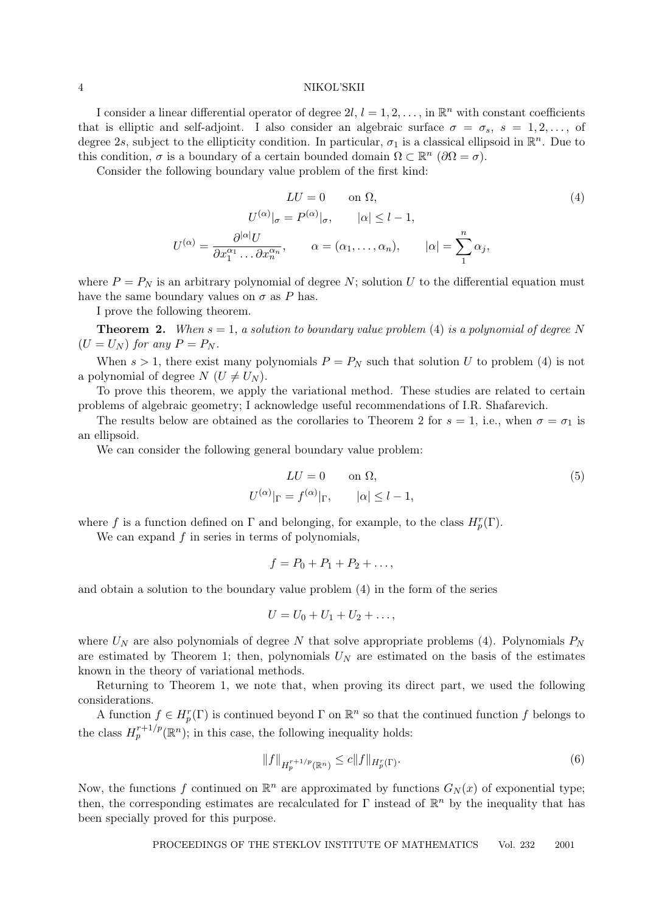I consider a linear differential operator of degree $2l$, $l = 1, 2, \ldots$, in $\mathbb{R}^n$ with constant coefficients that is elliptic and self-adjoint. I also consider an algebraic surface $\sigma = \sigma_s$, $s = 1, 2, \ldots$, of degree $2s$, subject to the ellipticity condition. In particular, $\sigma_1$ is a classical ellipsoid in $\mathbb{R}^n$. Due to this condition, $\sigma$ is a boundary of a certain bounded domain $\Omega \subset \mathbb{R}^n$ ($\partial\Omega = \sigma$).

Consider the following boundary value problem of the first kind:

$$
\begin{gathered}
LU = 0 \qquad \text{on } \Omega, \\
U^{(\alpha)}|_\sigma = P^{(\alpha)}|_\sigma, \qquad |\alpha| \le l-1, \\
U^{(\alpha)} = \frac{\partial^{|\alpha|} U}{\partial x_1^{\alpha_1} \ldots \partial x_n^{\alpha_n}}, \qquad \alpha = (\alpha_1, \ldots, \alpha_n), \qquad |\alpha| = \sum_1^n \alpha_j,
\end{gathered}
\tag{4}
$$

where $P = P_N$ is an arbitrary polynomial of degree $N$; solution $U$ to the differential equation must have the same boundary values on $\sigma$ as $P$ has.

I prove the following theorem.

**Theorem 2.** *When $s = 1$, a solution to boundary value problem* (4) *is a polynomial of degree $N$ ($U = U_N$) for any $P = P_N$.*

When $s > 1$, there exist many polynomials $P = P_N$ such that solution $U$ to problem (4) is not a polynomial of degree $N$ ($U \ne U_N$).

To prove this theorem, we apply the variational method. These studies are related to certain problems of algebraic geometry; I acknowledge useful recommendations of I.R. Shafarevich.

The results below are obtained as the corollaries to Theorem 2 for $s = 1$, i.e., when $\sigma = \sigma_1$ is an ellipsoid.

We can consider the following general boundary value problem:

$$
\begin{gathered}
LU = 0 \qquad \text{on } \Omega, \\
U^{(\alpha)}|_\Gamma = f^{(\alpha)}|_\Gamma, \qquad |\alpha| \le l-1,
\end{gathered}
\tag{5}
$$

where $f$ is a function defined on $\Gamma$ and belonging, for example, to the class $H_p^r(\Gamma)$.

We can expand $f$ in series in terms of polynomials,

$$
f = P_0 + P_1 + P_2 + \ldots,
$$

and obtain a solution to the boundary value problem (4) in the form of the series

$$
U = U_0 + U_1 + U_2 + \ldots,
$$

where $U_N$ are also polynomials of degree $N$ that solve appropriate problems (4). Polynomials $P_N$ are estimated by Theorem 1; then, polynomials $U_N$ are estimated on the basis of the estimates known in the theory of variational methods.

Returning to Theorem 1, we note that, when proving its direct part, we used the following considerations.

A function $f \in H_p^r(\Gamma)$ is continued beyond $\Gamma$ on $\mathbb{R}^n$ so that the continued function $f$ belongs to the class $H_p^{r+1/p}(\mathbb{R}^n)$; in this case, the following inequality holds:

$$
\|f\|_{H_p^{r+1/p}(\mathbb{R}^n)} \le c\|f\|_{H_p^r(\Gamma)}.
\tag{6}
$$

Now, the functions $f$ continued on $\mathbb{R}^n$ are approximated by functions $G_N(x)$ of exponential type; then, the corresponding estimates are recalculated for $\Gamma$ instead of $\mathbb{R}^n$ by the inequality that has been specially proved for this purpose.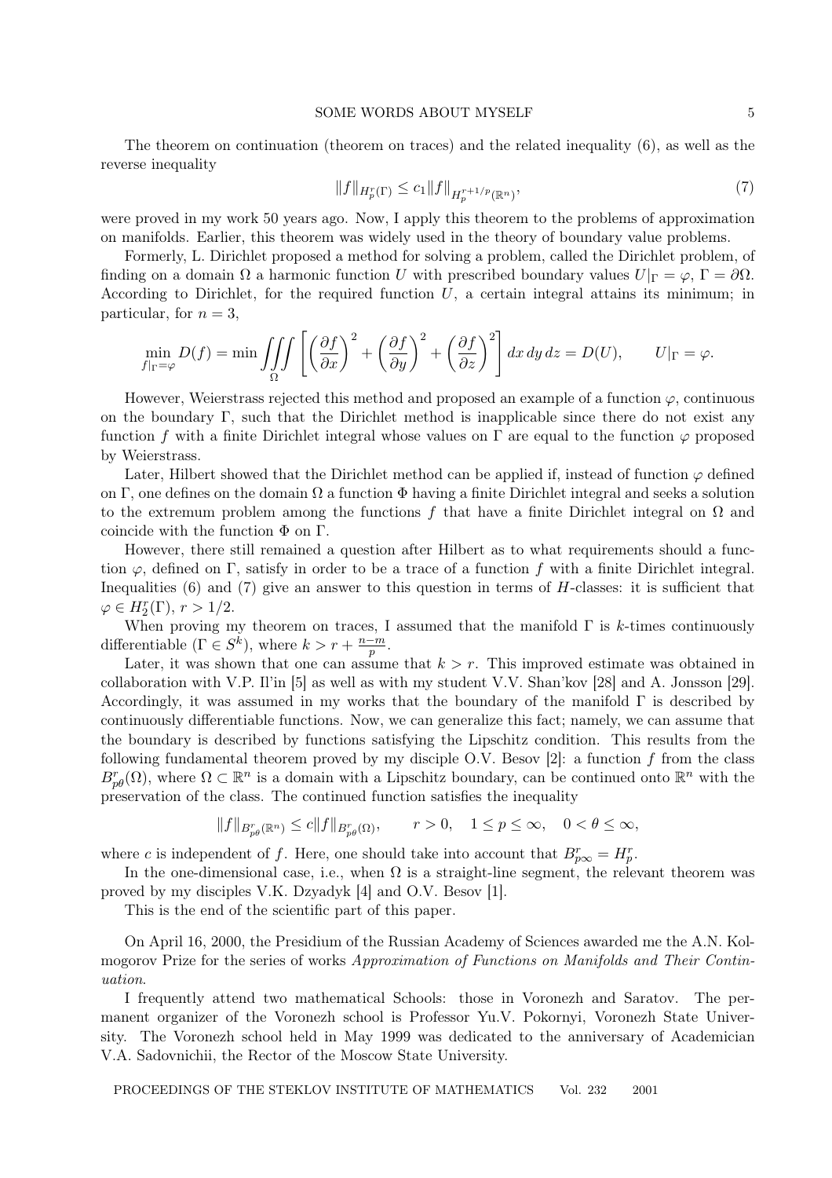The theorem on continuation (theorem on traces) and the related inequality (6), as well as the reverse inequality

$$\|f\|_{H_p^r(\Gamma)} \le c_1 \|f\|_{H_p^{r+1/p}(\mathbb{R}^n)}, \tag{7}$$

were proved in my work 50 years ago. Now, I apply this theorem to the problems of approximation on manifolds. Earlier, this theorem was widely used in the theory of boundary value problems.

Formerly, L. Dirichlet proposed a method for solving a problem, called the Dirichlet problem, of finding on a domain $\Omega$ a harmonic function $U$ with prescribed boundary values $U|_\Gamma = \varphi$, $\Gamma = \partial\Omega$. According to Dirichlet, for the required function $U$, a certain integral attains its minimum; in particular, for $n = 3$,

$$\min_{f|_\Gamma = \varphi} D(f) = \min \iiint\limits_{\Omega} \left[ \left(\frac{\partial f}{\partial x}\right)^2 + \left(\frac{\partial f}{\partial y}\right)^2 + \left(\frac{\partial f}{\partial z}\right)^2 \right] dx\,dy\,dz = D(U), \qquad U|_\Gamma = \varphi.$$

However, Weierstrass rejected this method and proposed an example of a function $\varphi$, continuous on the boundary $\Gamma$, such that the Dirichlet method is inapplicable since there do not exist any function $f$ with a finite Dirichlet integral whose values on $\Gamma$ are equal to the function $\varphi$ proposed by Weierstrass.

Later, Hilbert showed that the Dirichlet method can be applied if, instead of function $\varphi$ defined on $\Gamma$, one defines on the domain $\Omega$ a function $\Phi$ having a finite Dirichlet integral and seeks a solution to the extremum problem among the functions $f$ that have a finite Dirichlet integral on $\Omega$ and coincide with the function $\Phi$ on $\Gamma$.

However, there still remained a question after Hilbert as to what requirements should a function $\varphi$, defined on $\Gamma$, satisfy in order to be a trace of a function $f$ with a finite Dirichlet integral. Inequalities (6) and (7) give an answer to this question in terms of $H$-classes: it is sufficient that $\varphi \in H_2^r(\Gamma)$, $r > 1/2$.

When proving my theorem on traces, I assumed that the manifold $\Gamma$ is $k$-times continuously differentiable ($\Gamma \in S^k$), where $k > r + \frac{n-m}{p}$.

Later, it was shown that one can assume that $k > r$. This improved estimate was obtained in collaboration with V.P. Il'in [5] as well as with my student V.V. Shan'kov [28] and A. Jonsson [29]. Accordingly, it was assumed in my works that the boundary of the manifold $\Gamma$ is described by continuously differentiable functions. Now, we can generalize this fact; namely, we can assume that the boundary is described by functions satisfying the Lipschitz condition. This results from the following fundamental theorem proved by my disciple O.V. Besov [2]: a function $f$ from the class $B_{p\theta}^r(\Omega)$, where $\Omega \subset \mathbb{R}^n$ is a domain with a Lipschitz boundary, can be continued onto $\mathbb{R}^n$ with the preservation of the class. The continued function satisfies the inequality

$$\|f\|_{B_{p\theta}^r(\mathbb{R}^n)} \le c\|f\|_{B_{p\theta}^r(\Omega)}, \qquad r > 0, \quad 1 \le p \le \infty, \quad 0 < \theta \le \infty,$$

where $c$ is independent of $f$. Here, one should take into account that $B_{p\infty}^r = H_p^r$.

In the one-dimensional case, i.e., when $\Omega$ is a straight-line segment, the relevant theorem was proved by my disciples V.K. Dzyadyk [4] and O.V. Besov [1].

This is the end of the scientific part of this paper.

On April 16, 2000, the Presidium of the Russian Academy of Sciences awarded me the A.N. Kolmogorov Prize for the series of works *Approximation of Functions on Manifolds and Their Continuation*.

I frequently attend two mathematical Schools: those in Voronezh and Saratov. The permanent organizer of the Voronezh school is Professor Yu.V. Pokornyi, Voronezh State University. The Voronezh school held in May 1999 was dedicated to the anniversary of Academician V.A. Sadovnichii, the Rector of the Moscow State University.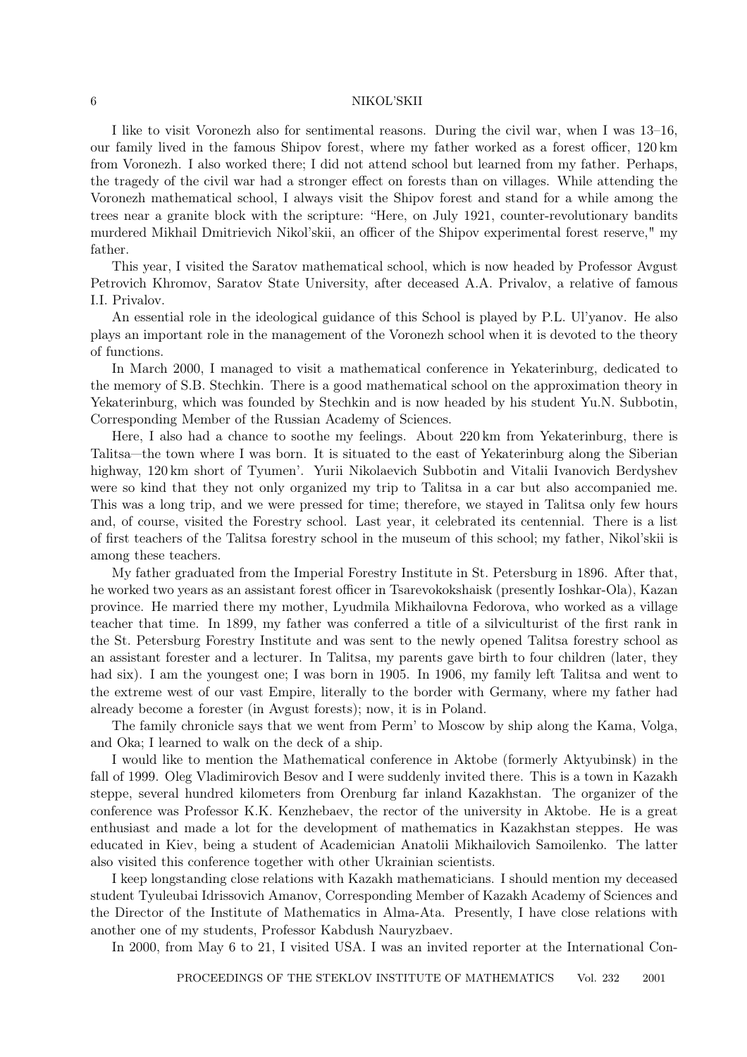I like to visit Voronezh also for sentimental reasons. During the civil war, when I was 13–16, our family lived in the famous Shipov forest, where my father worked as a forest officer, 120 km from Voronezh. I also worked there; I did not attend school but learned from my father. Perhaps, the tragedy of the civil war had a stronger effect on forests than on villages. While attending the Voronezh mathematical school, I always visit the Shipov forest and stand for a while among the trees near a granite block with the scripture: "Here, on July 1921, counter-revolutionary bandits murdered Mikhail Dmitrievich Nikol'skii, an officer of the Shipov experimental forest reserve," my father.

This year, I visited the Saratov mathematical school, which is now headed by Professor Avgust Petrovich Khromov, Saratov State University, after deceased A.A. Privalov, a relative of famous I.I. Privalov.

An essential role in the ideological guidance of this School is played by P.L. Ul'yanov. He also plays an important role in the management of the Voronezh school when it is devoted to the theory of functions.

In March 2000, I managed to visit a mathematical conference in Yekaterinburg, dedicated to the memory of S.B. Stechkin. There is a good mathematical school on the approximation theory in Yekaterinburg, which was founded by Stechkin and is now headed by his student Yu.N. Subbotin, Corresponding Member of the Russian Academy of Sciences.

Here, I also had a chance to soothe my feelings. About 220 km from Yekaterinburg, there is Talitsa—the town where I was born. It is situated to the east of Yekaterinburg along the Siberian highway, 120 km short of Tyumen'. Yurii Nikolaevich Subbotin and Vitalii Ivanovich Berdyshev were so kind that they not only organized my trip to Talitsa in a car but also accompanied me. This was a long trip, and we were pressed for time; therefore, we stayed in Talitsa only few hours and, of course, visited the Forestry school. Last year, it celebrated its centennial. There is a list of first teachers of the Talitsa forestry school in the museum of this school; my father, Nikol'skii is among these teachers.

My father graduated from the Imperial Forestry Institute in St. Petersburg in 1896. After that, he worked two years as an assistant forest officer in Tsarevokokshaisk (presently Ioshkar-Ola), Kazan province. He married there my mother, Lyudmila Mikhailovna Fedorova, who worked as a village teacher that time. In 1899, my father was conferred a title of a silviculturist of the first rank in the St. Petersburg Forestry Institute and was sent to the newly opened Talitsa forestry school as an assistant forester and a lecturer. In Talitsa, my parents gave birth to four children (later, they had six). I am the youngest one; I was born in 1905. In 1906, my family left Talitsa and went to the extreme west of our vast Empire, literally to the border with Germany, where my father had already become a forester (in Avgust forests); now, it is in Poland.

The family chronicle says that we went from Perm' to Moscow by ship along the Kama, Volga, and Oka; I learned to walk on the deck of a ship.

I would like to mention the Mathematical conference in Aktobe (formerly Aktyubinsk) in the fall of 1999. Oleg Vladimirovich Besov and I were suddenly invited there. This is a town in Kazakh steppe, several hundred kilometers from Orenburg far inland Kazakhstan. The organizer of the conference was Professor K.K. Kenzhebaev, the rector of the university in Aktobe. He is a great enthusiast and made a lot for the development of mathematics in Kazakhstan steppes. He was educated in Kiev, being a student of Academician Anatolii Mikhailovich Samoilenko. The latter also visited this conference together with other Ukrainian scientists.

I keep longstanding close relations with Kazakh mathematicians. I should mention my deceased student Tyuleubai Idrissovich Amanov, Corresponding Member of Kazakh Academy of Sciences and the Director of the Institute of Mathematics in Alma-Ata. Presently, I have close relations with another one of my students, Professor Kabdush Nauryzbaev.

In 2000, from May 6 to 21, I visited USA. I was an invited reporter at the International Con-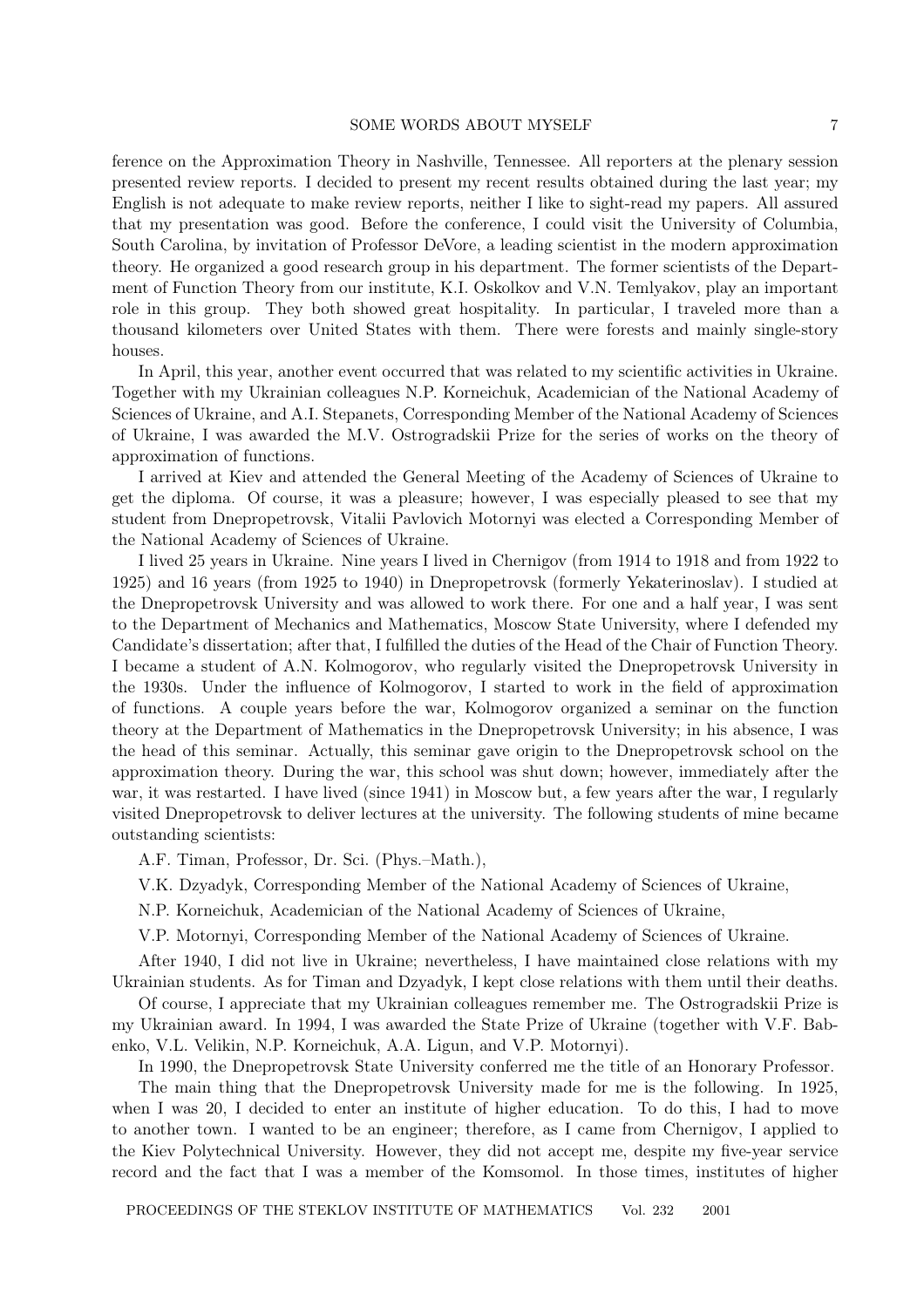ference on the Approximation Theory in Nashville, Tennessee. All reporters at the plenary session presented review reports. I decided to present my recent results obtained during the last year; my English is not adequate to make review reports, neither I like to sight-read my papers. All assured that my presentation was good. Before the conference, I could visit the University of Columbia, South Carolina, by invitation of Professor DeVore, a leading scientist in the modern approximation theory. He organized a good research group in his department. The former scientists of the Department of Function Theory from our institute, K.I. Oskolkov and V.N. Temlyakov, play an important role in this group. They both showed great hospitality. In particular, I traveled more than a thousand kilometers over United States with them. There were forests and mainly single-story houses.

In April, this year, another event occurred that was related to my scientific activities in Ukraine. Together with my Ukrainian colleagues N.P. Korneichuk, Academician of the National Academy of Sciences of Ukraine, and A.I. Stepanets, Corresponding Member of the National Academy of Sciences of Ukraine, I was awarded the M.V. Ostrogradskii Prize for the series of works on the theory of approximation of functions.

I arrived at Kiev and attended the General Meeting of the Academy of Sciences of Ukraine to get the diploma. Of course, it was a pleasure; however, I was especially pleased to see that my student from Dnepropetrovsk, Vitalii Pavlovich Motornyi was elected a Corresponding Member of the National Academy of Sciences of Ukraine.

I lived 25 years in Ukraine. Nine years I lived in Chernigov (from 1914 to 1918 and from 1922 to 1925) and 16 years (from 1925 to 1940) in Dnepropetrovsk (formerly Yekaterinoslav). I studied at the Dnepropetrovsk University and was allowed to work there. For one and a half year, I was sent to the Department of Mechanics and Mathematics, Moscow State University, where I defended my Candidate's dissertation; after that, I fulfilled the duties of the Head of the Chair of Function Theory. I became a student of A.N. Kolmogorov, who regularly visited the Dnepropetrovsk University in the 1930s. Under the influence of Kolmogorov, I started to work in the field of approximation of functions. A couple years before the war, Kolmogorov organized a seminar on the function theory at the Department of Mathematics in the Dnepropetrovsk University; in his absence, I was the head of this seminar. Actually, this seminar gave origin to the Dnepropetrovsk school on the approximation theory. During the war, this school was shut down; however, immediately after the war, it was restarted. I have lived (since 1941) in Moscow but, a few years after the war, I regularly visited Dnepropetrovsk to deliver lectures at the university. The following students of mine became outstanding scientists:

A.F. Timan, Professor, Dr. Sci. (Phys.–Math.),

V.K. Dzyadyk, Corresponding Member of the National Academy of Sciences of Ukraine,

N.P. Korneichuk, Academician of the National Academy of Sciences of Ukraine,

V.P. Motornyi, Corresponding Member of the National Academy of Sciences of Ukraine.

After 1940, I did not live in Ukraine; nevertheless, I have maintained close relations with my Ukrainian students. As for Timan and Dzyadyk, I kept close relations with them until their deaths.

Of course, I appreciate that my Ukrainian colleagues remember me. The Ostrogradskii Prize is my Ukrainian award. In 1994, I was awarded the State Prize of Ukraine (together with V.F. Babenko, V.L. Velikin, N.P. Korneichuk, A.A. Ligun, and V.P. Motornyi).

In 1990, the Dnepropetrovsk State University conferred me the title of an Honorary Professor.

The main thing that the Dnepropetrovsk University made for me is the following. In 1925, when I was 20, I decided to enter an institute of higher education. To do this, I had to move to another town. I wanted to be an engineer; therefore, as I came from Chernigov, I applied to the Kiev Polytechnical University. However, they did not accept me, despite my five-year service record and the fact that I was a member of the Komsomol. In those times, institutes of higher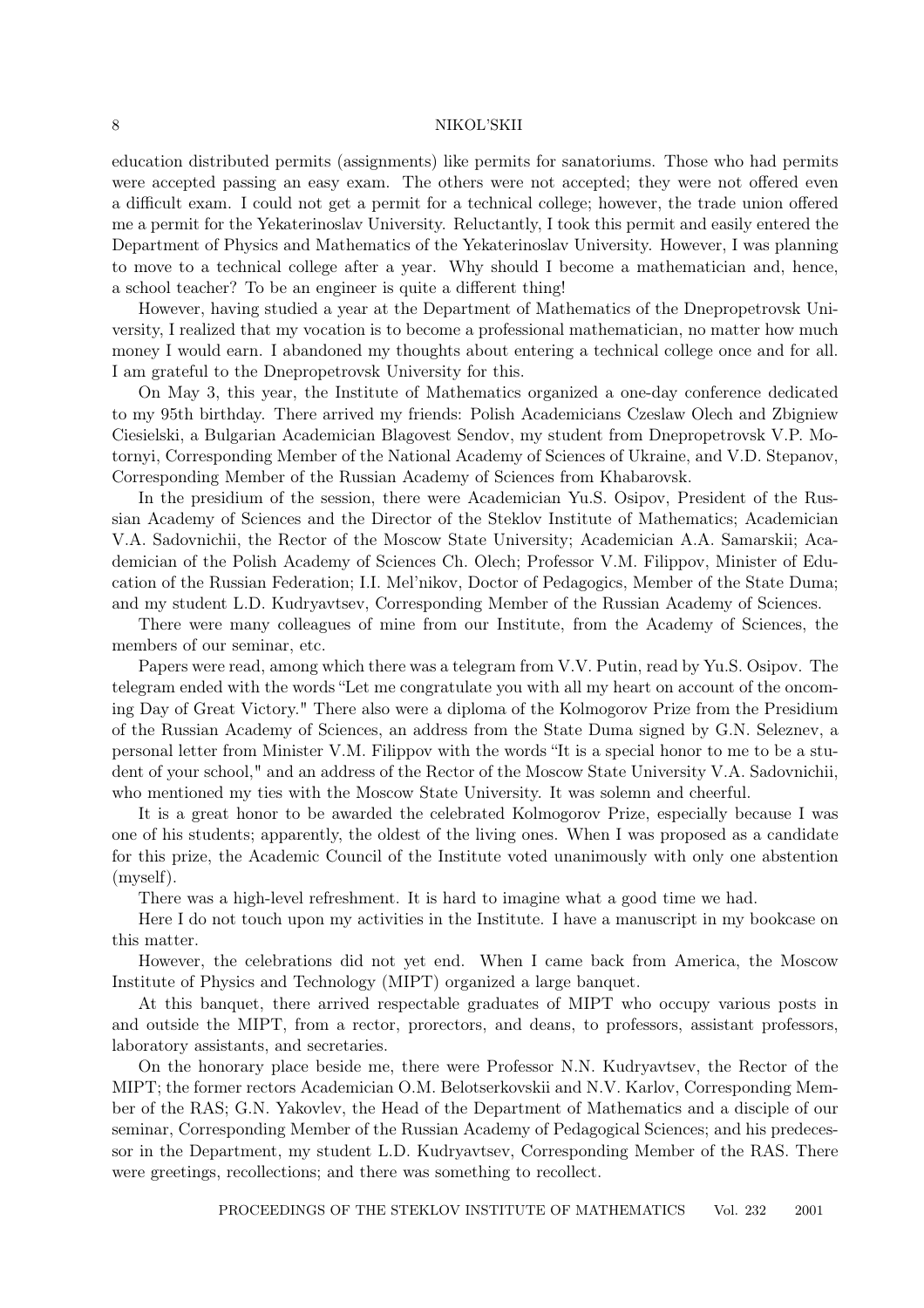education distributed permits (assignments) like permits for sanatoriums. Those who had permits were accepted passing an easy exam. The others were not accepted; they were not offered even a difficult exam. I could not get a permit for a technical college; however, the trade union offered me a permit for the Yekaterinoslav University. Reluctantly, I took this permit and easily entered the Department of Physics and Mathematics of the Yekaterinoslav University. However, I was planning to move to a technical college after a year. Why should I become a mathematician and, hence, a school teacher? To be an engineer is quite a different thing!

However, having studied a year at the Department of Mathematics of the Dnepropetrovsk University, I realized that my vocation is to become a professional mathematician, no matter how much money I would earn. I abandoned my thoughts about entering a technical college once and for all. I am grateful to the Dnepropetrovsk University for this.

On May 3, this year, the Institute of Mathematics organized a one-day conference dedicated to my 95th birthday. There arrived my friends: Polish Academicians Czeslaw Olech and Zbigniew Ciesielski, a Bulgarian Academician Blagovest Sendov, my student from Dnepropetrovsk V.P. Motornyi, Corresponding Member of the National Academy of Sciences of Ukraine, and V.D. Stepanov, Corresponding Member of the Russian Academy of Sciences from Khabarovsk.

In the presidium of the session, there were Academician Yu.S. Osipov, President of the Russian Academy of Sciences and the Director of the Steklov Institute of Mathematics; Academician V.A. Sadovnichii, the Rector of the Moscow State University; Academician A.A. Samarskii; Academician of the Polish Academy of Sciences Ch. Olech; Professor V.M. Filippov, Minister of Education of the Russian Federation; I.I. Mel'nikov, Doctor of Pedagogics, Member of the State Duma; and my student L.D. Kudryavtsev, Corresponding Member of the Russian Academy of Sciences.

There were many colleagues of mine from our Institute, from the Academy of Sciences, the members of our seminar, etc.

Papers were read, among which there was a telegram from V.V. Putin, read by Yu.S. Osipov. The telegram ended with the words "Let me congratulate you with all my heart on account of the oncoming Day of Great Victory." There also were a diploma of the Kolmogorov Prize from the Presidium of the Russian Academy of Sciences, an address from the State Duma signed by G.N. Seleznev, a personal letter from Minister V.M. Filippov with the words "It is a special honor to me to be a student of your school," and an address of the Rector of the Moscow State University V.A. Sadovnichii, who mentioned my ties with the Moscow State University. It was solemn and cheerful.

It is a great honor to be awarded the celebrated Kolmogorov Prize, especially because I was one of his students; apparently, the oldest of the living ones. When I was proposed as a candidate for this prize, the Academic Council of the Institute voted unanimously with only one abstention (myself).

There was a high-level refreshment. It is hard to imagine what a good time we had.

Here I do not touch upon my activities in the Institute. I have a manuscript in my bookcase on this matter.

However, the celebrations did not yet end. When I came back from America, the Moscow Institute of Physics and Technology (MIPT) organized a large banquet.

At this banquet, there arrived respectable graduates of MIPT who occupy various posts in and outside the MIPT, from a rector, prorectors, and deans, to professors, assistant professors, laboratory assistants, and secretaries.

On the honorary place beside me, there were Professor N.N. Kudryavtsev, the Rector of the MIPT; the former rectors Academician O.M. Belotserkovskii and N.V. Karlov, Corresponding Member of the RAS; G.N. Yakovlev, the Head of the Department of Mathematics and a disciple of our seminar, Corresponding Member of the Russian Academy of Pedagogical Sciences; and his predecessor in the Department, my student L.D. Kudryavtsev, Corresponding Member of the RAS. There were greetings, recollections; and there was something to recollect.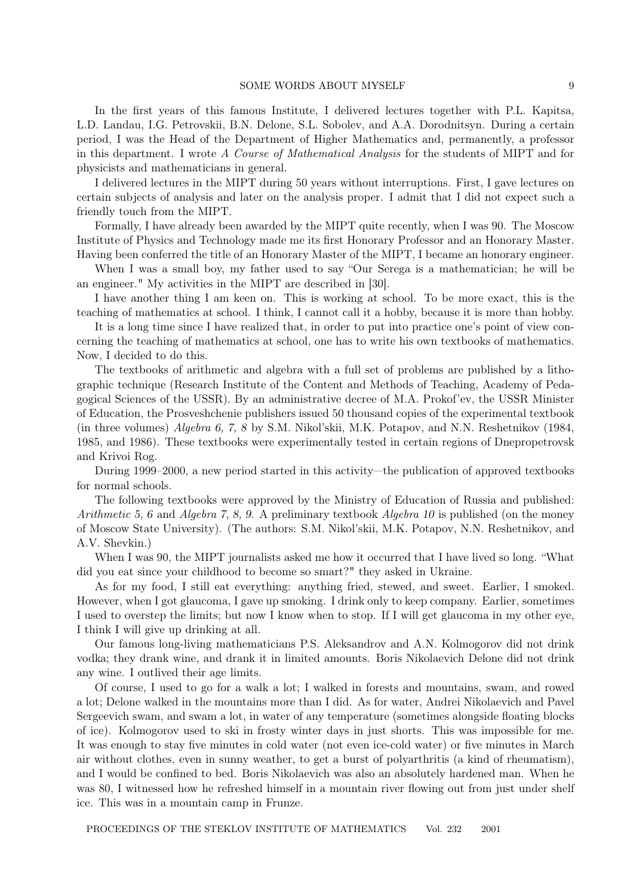In the first years of this famous Institute, I delivered lectures together with P.L. Kapitsa, L.D. Landau, I.G. Petrovskii, B.N. Delone, S.L. Sobolev, and A.A. Dorodnitsyn. During a certain period, I was the Head of the Department of Higher Mathematics and, permanently, a professor in this department. I wrote *A Course of Mathematical Analysis* for the students of MIPT and for physicists and mathematicians in general.

I delivered lectures in the MIPT during 50 years without interruptions. First, I gave lectures on certain subjects of analysis and later on the analysis proper. I admit that I did not expect such a friendly touch from the MIPT.

Formally, I have already been awarded by the MIPT quite recently, when I was 90. The Moscow Institute of Physics and Technology made me its first Honorary Professor and an Honorary Master. Having been conferred the title of an Honorary Master of the MIPT, I became an honorary engineer.

When I was a small boy, my father used to say "Our Serega is a mathematician; he will be an engineer." My activities in the MIPT are described in [30].

I have another thing I am keen on. This is working at school. To be more exact, this is the teaching of mathematics at school. I think, I cannot call it a hobby, because it is more than hobby.

It is a long time since I have realized that, in order to put into practice one's point of view concerning the teaching of mathematics at school, one has to write his own textbooks of mathematics. Now, I decided to do this.

The textbooks of arithmetic and algebra with a full set of problems are published by a lithographic technique (Research Institute of the Content and Methods of Teaching, Academy of Pedagogical Sciences of the USSR). By an administrative decree of M.A. Prokof'ev, the USSR Minister of Education, the Prosveshchenie publishers issued 50 thousand copies of the experimental textbook (in three volumes) *Algebra 6, 7, 8* by S.M. Nikol'skii, M.K. Potapov, and N.N. Reshetnikov (1984, 1985, and 1986). These textbooks were experimentally tested in certain regions of Dnepropetrovsk and Krivoi Rog.

During 1999–2000, a new period started in this activity—the publication of approved textbooks for normal schools.

The following textbooks were approved by the Ministry of Education of Russia and published: *Arithmetic 5, 6* and *Algebra 7, 8, 9*. A preliminary textbook *Algebra 10* is published (on the money of Moscow State University). (The authors: S.M. Nikol'skii, M.K. Potapov, N.N. Reshetnikov, and A.V. Shevkin.)

When I was 90, the MIPT journalists asked me how it occurred that I have lived so long. "What did you eat since your childhood to become so smart?" they asked in Ukraine.

As for my food, I still eat everything: anything fried, stewed, and sweet. Earlier, I smoked. However, when I got glaucoma, I gave up smoking. I drink only to keep company. Earlier, sometimes I used to overstep the limits; but now I know when to stop. If I will get glaucoma in my other eye, I think I will give up drinking at all.

Our famous long-living mathematicians P.S. Aleksandrov and A.N. Kolmogorov did not drink vodka; they drank wine, and drank it in limited amounts. Boris Nikolaevich Delone did not drink any wine. I outlived their age limits.

Of course, I used to go for a walk a lot; I walked in forests and mountains, swam, and rowed a lot; Delone walked in the mountains more than I did. As for water, Andrei Nikolaevich and Pavel Sergeevich swam, and swam a lot, in water of any temperature (sometimes alongside floating blocks of ice). Kolmogorov used to ski in frosty winter days in just shorts. This was impossible for me. It was enough to stay five minutes in cold water (not even ice-cold water) or five minutes in March air without clothes, even in sunny weather, to get a burst of polyarthritis (a kind of rheumatism), and I would be confined to bed. Boris Nikolaevich was also an absolutely hardened man. When he was 80, I witnessed how he refreshed himself in a mountain river flowing out from just under shelf ice. This was in a mountain camp in Frunze.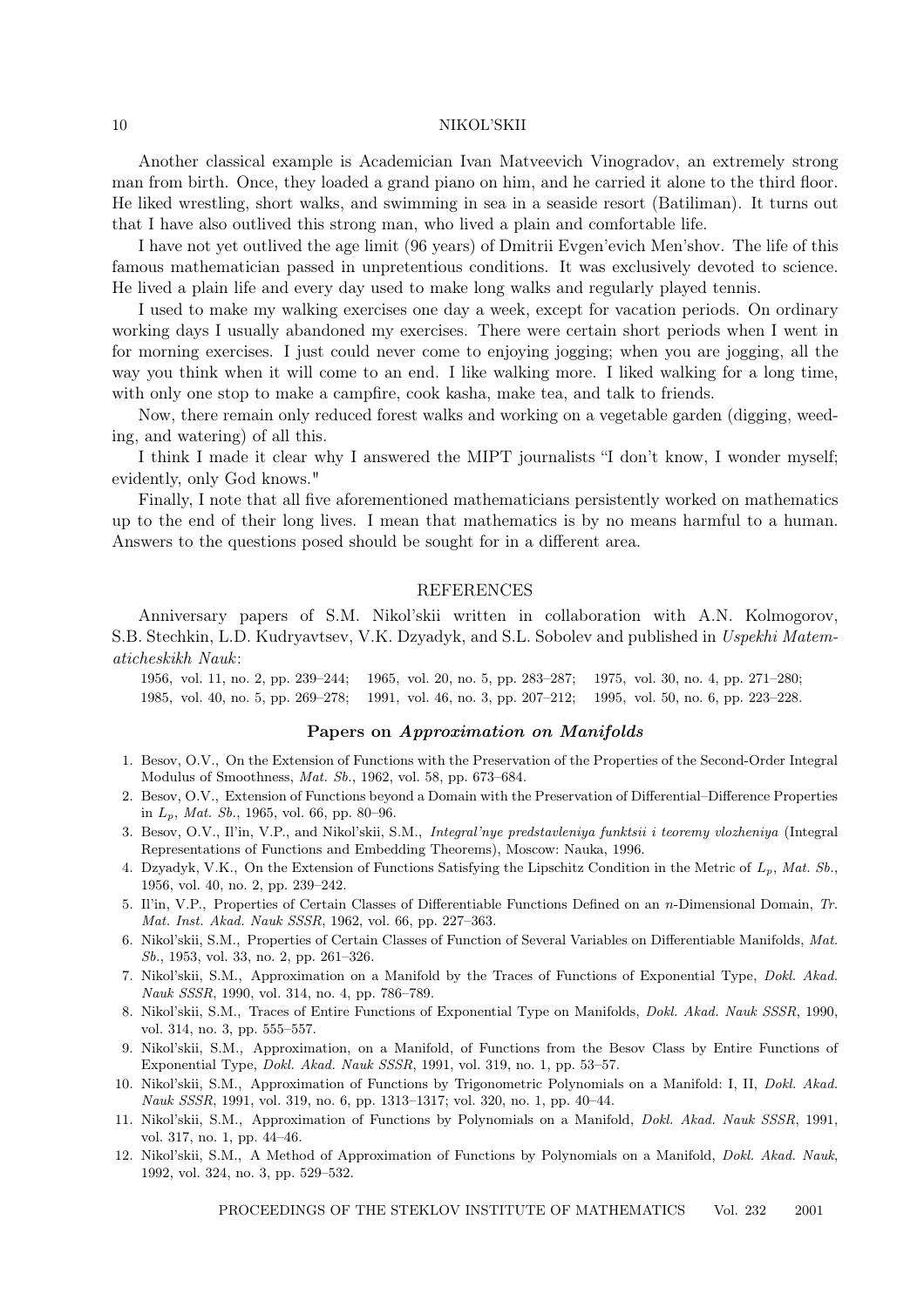Another classical example is Academician Ivan Matveevich Vinogradov, an extremely strong man from birth. Once, they loaded a grand piano on him, and he carried it alone to the third floor. He liked wrestling, short walks, and swimming in sea in a seaside resort (Batiliman). It turns out that I have also outlived this strong man, who lived a plain and comfortable life.

I have not yet outlived the age limit (96 years) of Dmitrii Evgen'evich Men'shov. The life of this famous mathematician passed in unpretentious conditions. It was exclusively devoted to science. He lived a plain life and every day used to make long walks and regularly played tennis.

I used to make my walking exercises one day a week, except for vacation periods. On ordinary working days I usually abandoned my exercises. There were certain short periods when I went in for morning exercises. I just could never come to enjoying jogging; when you are jogging, all the way you think when it will come to an end. I like walking more. I liked walking for a long time, with only one stop to make a campfire, cook kasha, make tea, and talk to friends.

Now, there remain only reduced forest walks and working on a vegetable garden (digging, weeding, and watering) of all this.

I think I made it clear why I answered the MIPT journalists "I don't know, I wonder myself; evidently, only God knows."

Finally, I note that all five aforementioned mathematicians persistently worked on mathematics up to the end of their long lives. I mean that mathematics is by no means harmful to a human. Answers to the questions posed should be sought for in a different area.

## REFERENCES

Anniversary papers of S.M. Nikol'skii written in collaboration with A.N. Kolmogorov, S.B. Stechkin, L.D. Kudryavtsev, V.K. Dzyadyk, and S.L. Sobolev and published in *Uspekhi Matematicheskikh Nauk*:

1956, vol. 11, no. 2, pp. 239–244; 1965, vol. 20, no. 5, pp. 283–287; 1975, vol. 30, no. 4, pp. 271–280; 1985, vol. 40, no. 5, pp. 269–278; 1991, vol. 46, no. 3, pp. 207–212; 1995, vol. 50, no. 6, pp. 223–228.

### Papers on *Approximation on Manifolds*

1. Besov, O.V., On the Extension of Functions with the Preservation of the Properties of the Second-Order Integral Modulus of Smoothness, *Mat. Sb.*, 1962, vol. 58, pp. 673–684.
2. Besov, O.V., Extension of Functions beyond a Domain with the Preservation of Differential–Difference Properties in $L_p$, *Mat. Sb.*, 1965, vol. 66, pp. 80–96.
3. Besov, O.V., Il'in, V.P., and Nikol'skii, S.M., *Integral'nye predstavleniya funktsii i teoremy vlozheniya* (Integral Representations of Functions and Embedding Theorems), Moscow: Nauka, 1996.
4. Dzyadyk, V.K., On the Extension of Functions Satisfying the Lipschitz Condition in the Metric of $L_p$, *Mat. Sb.*, 1956, vol. 40, no. 2, pp. 239–242.
5. Il'in, V.P., Properties of Certain Classes of Differentiable Functions Defined on an $n$-Dimensional Domain, *Tr. Mat. Inst. Akad. Nauk SSSR*, 1962, vol. 66, pp. 227–363.
6. Nikol'skii, S.M., Properties of Certain Classes of Function of Several Variables on Differentiable Manifolds, *Mat. Sb.*, 1953, vol. 33, no. 2, pp. 261–326.
7. Nikol'skii, S.M., Approximation on a Manifold by the Traces of Functions of Exponential Type, *Dokl. Akad. Nauk SSSR*, 1990, vol. 314, no. 4, pp. 786–789.
8. Nikol'skii, S.M., Traces of Entire Functions of Exponential Type on Manifolds, *Dokl. Akad. Nauk SSSR*, 1990, vol. 314, no. 3, pp. 555–557.
9. Nikol'skii, S.M., Approximation, on a Manifold, of Functions from the Besov Class by Entire Functions of Exponential Type, *Dokl. Akad. Nauk SSSR*, 1991, vol. 319, no. 1, pp. 53–57.
10. Nikol'skii, S.M., Approximation of Functions by Trigonometric Polynomials on a Manifold: I, II, *Dokl. Akad. Nauk SSSR*, 1991, vol. 319, no. 6, pp. 1313–1317; vol. 320, no. 1, pp. 40–44.
11. Nikol'skii, S.M., Approximation of Functions by Polynomials on a Manifold, *Dokl. Akad. Nauk SSSR*, 1991, vol. 317, no. 1, pp. 44–46.
12. Nikol'skii, S.M., A Method of Approximation of Functions by Polynomials on a Manifold, *Dokl. Akad. Nauk*, 1992, vol. 324, no. 3, pp. 529–532.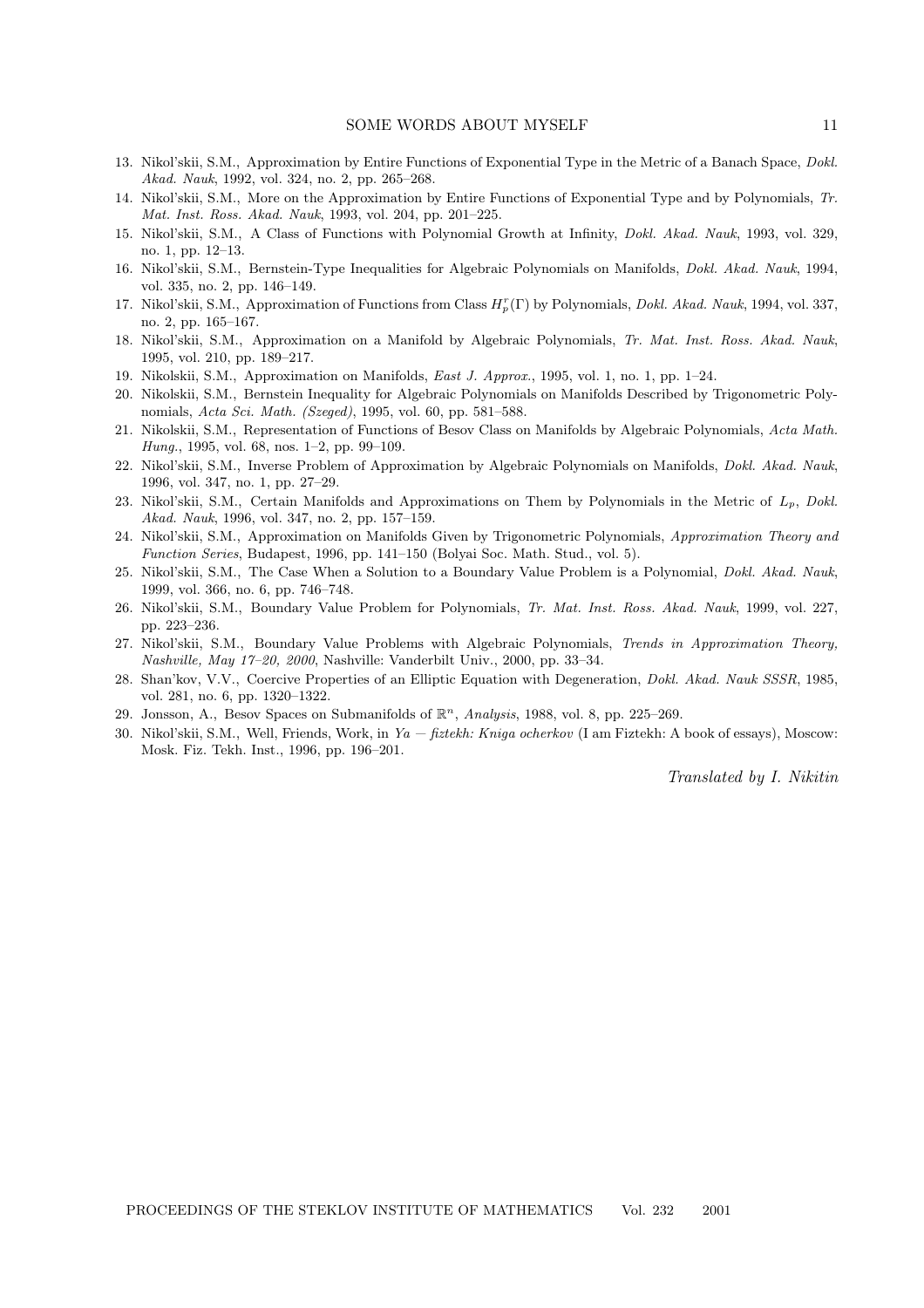13. Nikol'skii, S.M., Approximation by Entire Functions of Exponential Type in the Metric of a Banach Space, *Dokl. Akad. Nauk*, 1992, vol. 324, no. 2, pp. 265–268.
14. Nikol'skii, S.M., More on the Approximation by Entire Functions of Exponential Type and by Polynomials, *Tr. Mat. Inst. Ross. Akad. Nauk*, 1993, vol. 204, pp. 201–225.
15. Nikol'skii, S.M., A Class of Functions with Polynomial Growth at Infinity, *Dokl. Akad. Nauk*, 1993, vol. 329, no. 1, pp. 12–13.
16. Nikol'skii, S.M., Bernstein-Type Inequalities for Algebraic Polynomials on Manifolds, *Dokl. Akad. Nauk*, 1994, vol. 335, no. 2, pp. 146–149.
17. Nikol'skii, S.M., Approximation of Functions from Class $H_p^r(\Gamma)$ by Polynomials, *Dokl. Akad. Nauk*, 1994, vol. 337, no. 2, pp. 165–167.
18. Nikol'skii, S.M., Approximation on a Manifold by Algebraic Polynomials, *Tr. Mat. Inst. Ross. Akad. Nauk*, 1995, vol. 210, pp. 189–217.
19. Nikolskii, S.M., Approximation on Manifolds, *East J. Approx.*, 1995, vol. 1, no. 1, pp. 1–24.
20. Nikolskii, S.M., Bernstein Inequality for Algebraic Polynomials on Manifolds Described by Trigonometric Polynomials, *Acta Sci. Math. (Szeged)*, 1995, vol. 60, pp. 581–588.
21. Nikolskii, S.M., Representation of Functions of Besov Class on Manifolds by Algebraic Polynomials, *Acta Math. Hung.*, 1995, vol. 68, nos. 1–2, pp. 99–109.
22. Nikol'skii, S.M., Inverse Problem of Approximation by Algebraic Polynomials on Manifolds, *Dokl. Akad. Nauk*, 1996, vol. 347, no. 1, pp. 27–29.
23. Nikol'skii, S.M., Certain Manifolds and Approximations on Them by Polynomials in the Metric of $L_p$, *Dokl. Akad. Nauk*, 1996, vol. 347, no. 2, pp. 157–159.
24. Nikol'skii, S.M., Approximation on Manifolds Given by Trigonometric Polynomials, *Approximation Theory and Function Series*, Budapest, 1996, pp. 141–150 (Bolyai Soc. Math. Stud., vol. 5).
25. Nikol'skii, S.M., The Case When a Solution to a Boundary Value Problem is a Polynomial, *Dokl. Akad. Nauk*, 1999, vol. 366, no. 6, pp. 746–748.
26. Nikol'skii, S.M., Boundary Value Problem for Polynomials, *Tr. Mat. Inst. Ross. Akad. Nauk*, 1999, vol. 227, pp. 223–236.
27. Nikol'skii, S.M., Boundary Value Problems with Algebraic Polynomials, *Trends in Approximation Theory, Nashville, May 17–20, 2000*, Nashville: Vanderbilt Univ., 2000, pp. 33–34.
28. Shan'kov, V.V., Coercive Properties of an Elliptic Equation with Degeneration, *Dokl. Akad. Nauk SSSR*, 1985, vol. 281, no. 6, pp. 1320–1322.
29. Jonsson, A., Besov Spaces on Submanifolds of $\mathbb{R}^n$, *Analysis*, 1988, vol. 8, pp. 225–269.
30. Nikol'skii, S.M., Well, Friends, Work, in *Ya — fiztekh: Kniga ocherkov* (I am Fiztekh: A book of essays), Moscow: Mosk. Fiz. Tekh. Inst., 1996, pp. 196–201.

*Translated by I. Nikitin*